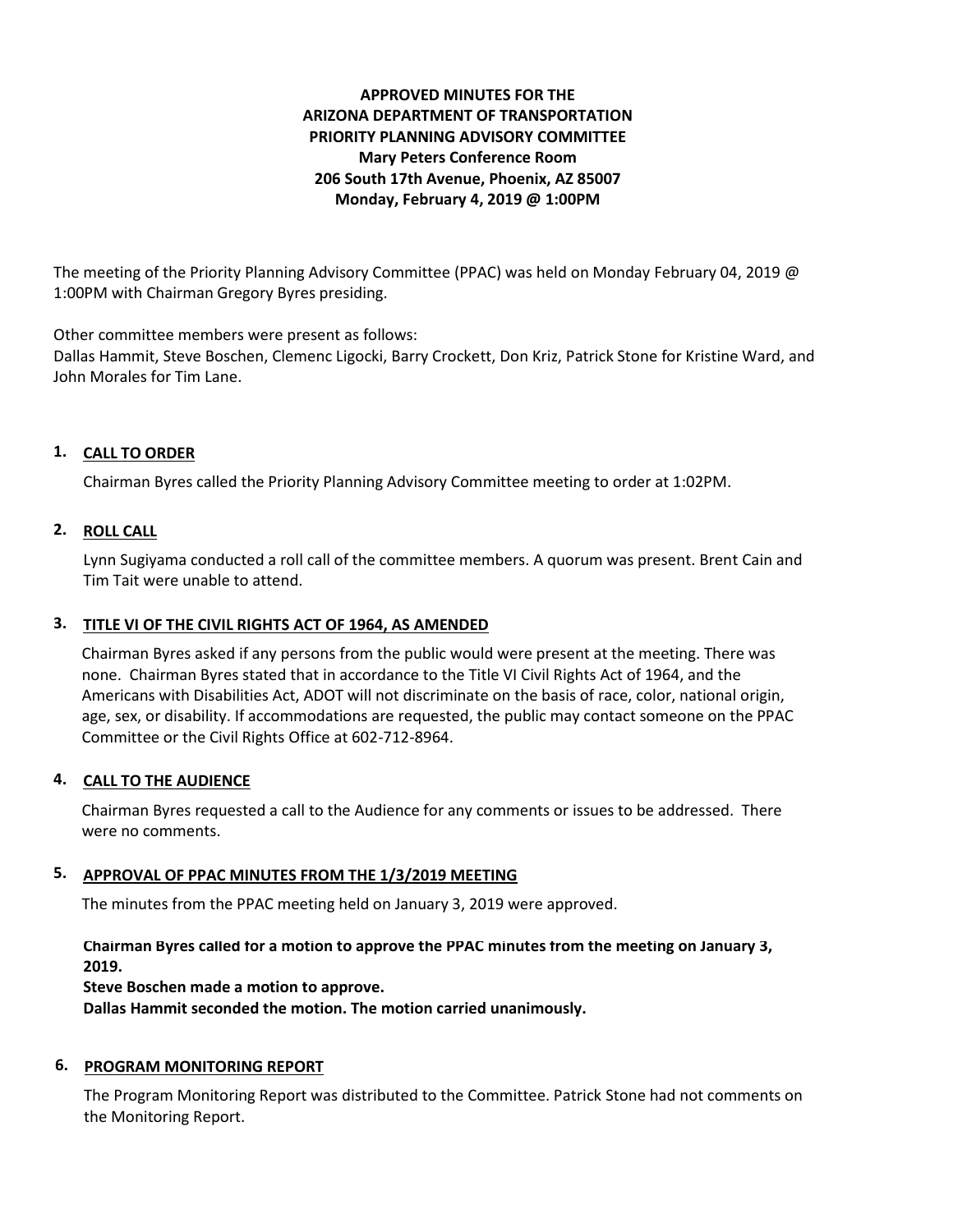**APPROVED MINUTES FOR THE**
**ARIZONA DEPARTMENT OF TRANSPORTATION**
**PRIORITY PLANNING ADVISORY COMMITTEE**
**Mary Peters Conference Room**
**206 South 17th Avenue, Phoenix, AZ 85007**
**Monday, February 4, 2019 @ 1:00PM**

The meeting of the Priority Planning Advisory Committee (PPAC) was held on Monday February 04, 2019 @ 1:00PM with Chairman Gregory Byres presiding.

Other committee members were present as follows:
Dallas Hammit, Steve Boschen, Clemenc Ligocki, Barry Crockett, Don Kriz, Patrick Stone for Kristine Ward, and John Morales for Tim Lane.

## 1. CALL TO ORDER

Chairman Byres called the Priority Planning Advisory Committee meeting to order at 1:02PM.

## 2. ROLL CALL

Lynn Sugiyama conducted a roll call of the committee members. A quorum was present. Brent Cain and Tim Tait were unable to attend.

## 3. TITLE VI OF THE CIVIL RIGHTS ACT OF 1964, AS AMENDED

Chairman Byres asked if any persons from the public would were present at the meeting. There was none. Chairman Byres stated that in accordance to the Title VI Civil Rights Act of 1964, and the Americans with Disabilities Act, ADOT will not discriminate on the basis of race, color, national origin, age, sex, or disability. If accommodations are requested, the public may contact someone on the PPAC Committee or the Civil Rights Office at 602-712-8964.

## 4. CALL TO THE AUDIENCE

Chairman Byres requested a call to the Audience for any comments or issues to be addressed. There were no comments.

## 5. APPROVAL OF PPAC MINUTES FROM THE 1/3/2019 MEETING

The minutes from the PPAC meeting held on January 3, 2019 were approved.

**Chairman Byres called for a motion to approve the PPAC minutes from the meeting on January 3, 2019.**
**Steve Boschen made a motion to approve.**
**Dallas Hammit seconded the motion. The motion carried unanimously.**

## 6. PROGRAM MONITORING REPORT

The Program Monitoring Report was distributed to the Committee. Patrick Stone had not comments on the Monitoring Report.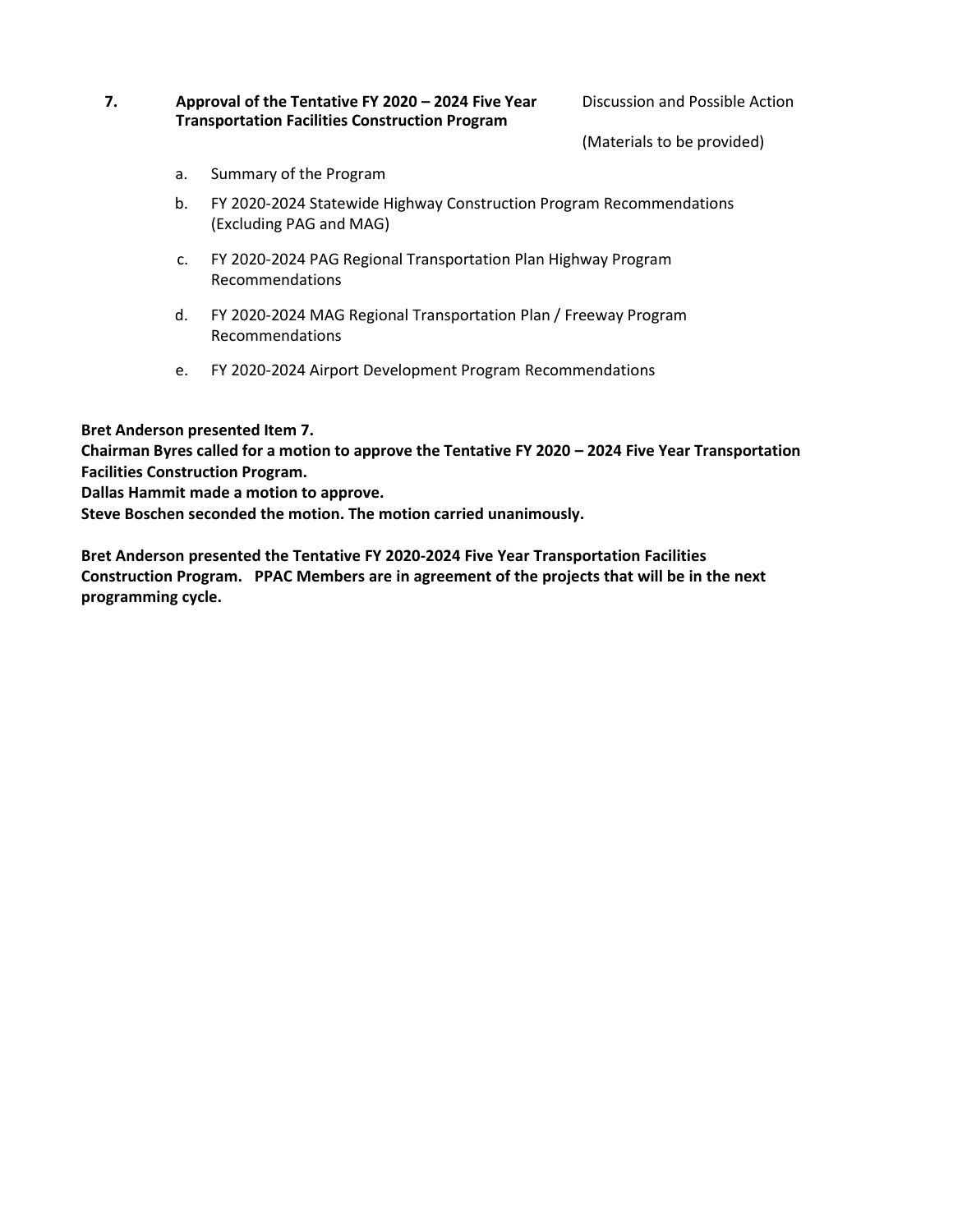**7.** **Approval of the Tentative FY 2020 – 2024 Five Year Transportation Facilities Construction Program** — Discussion and Possible Action

(Materials to be provided)

a. Summary of the Program

b. FY 2020-2024 Statewide Highway Construction Program Recommendations (Excluding PAG and MAG)

c. FY 2020-2024 PAG Regional Transportation Plan Highway Program Recommendations

d. FY 2020-2024 MAG Regional Transportation Plan / Freeway Program Recommendations

e. FY 2020-2024 Airport Development Program Recommendations

**Bret Anderson presented Item 7.**
**Chairman Byres called for a motion to approve the Tentative FY 2020 – 2024 Five Year Transportation Facilities Construction Program.**
**Dallas Hammit made a motion to approve.**
**Steve Boschen seconded the motion. The motion carried unanimously.**

**Bret Anderson presented the Tentative FY 2020-2024 Five Year Transportation Facilities Construction Program. PPAC Members are in agreement of the projects that will be in the next programming cycle.**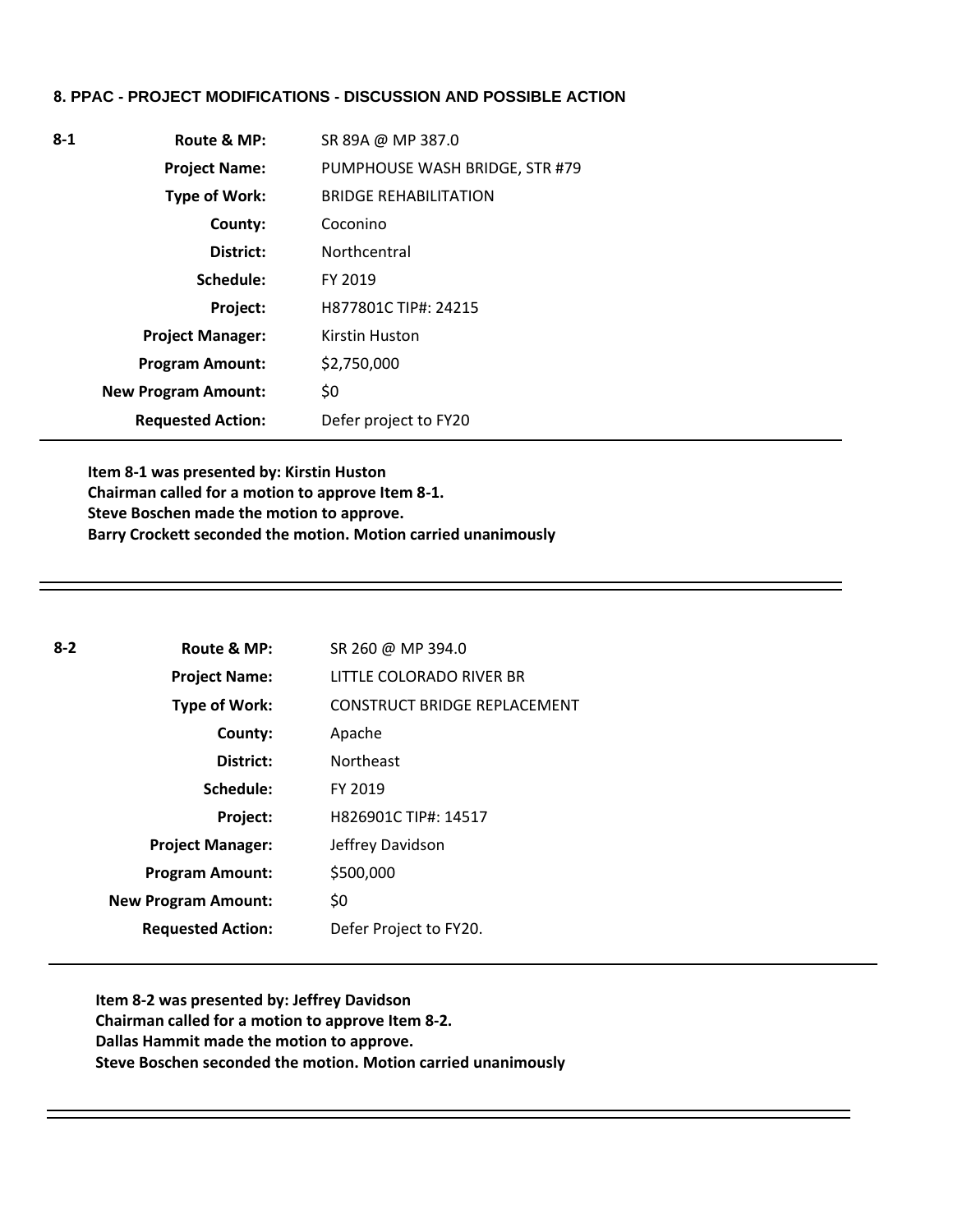**8. PPAC - PROJECT MODIFICATIONS - DISCUSSION AND POSSIBLE ACTION**

| 8-1 | | |
|---|---|---|
| | **Route & MP:** | SR 89A @ MP 387.0 |
| | **Project Name:** | PUMPHOUSE WASH BRIDGE, STR #79 |
| | **Type of Work:** | BRIDGE REHABILITATION |
| | **County:** | Coconino |
| | **District:** | Northcentral |
| | **Schedule:** | FY 2019 |
| | **Project:** | H877801C TIP#: 24215 |
| | **Project Manager:** | Kirstin Huston |
| | **Program Amount:** | $2,750,000 |
| | **New Program Amount:** | $0 |
| | **Requested Action:** | Defer project to FY20 |

**Item 8-1 was presented by: Kirstin Huston**
**Chairman called for a motion to approve Item 8-1.**
**Steve Boschen made the motion to approve.**
**Barry Crockett seconded the motion. Motion carried unanimously**

---

| 8-2 | | |
|---|---|---|
| | **Route & MP:** | SR 260 @ MP 394.0 |
| | **Project Name:** | LITTLE COLORADO RIVER BR |
| | **Type of Work:** | CONSTRUCT BRIDGE REPLACEMENT |
| | **County:** | Apache |
| | **District:** | Northeast |
| | **Schedule:** | FY 2019 |
| | **Project:** | H826901C TIP#: 14517 |
| | **Project Manager:** | Jeffrey Davidson |
| | **Program Amount:** | $500,000 |
| | **New Program Amount:** | $0 |
| | **Requested Action:** | Defer Project to FY20. |

**Item 8-2 was presented by: Jeffrey Davidson**
**Chairman called for a motion to approve Item 8-2.**
**Dallas Hammit made the motion to approve.**
**Steve Boschen seconded the motion. Motion carried unanimously**

---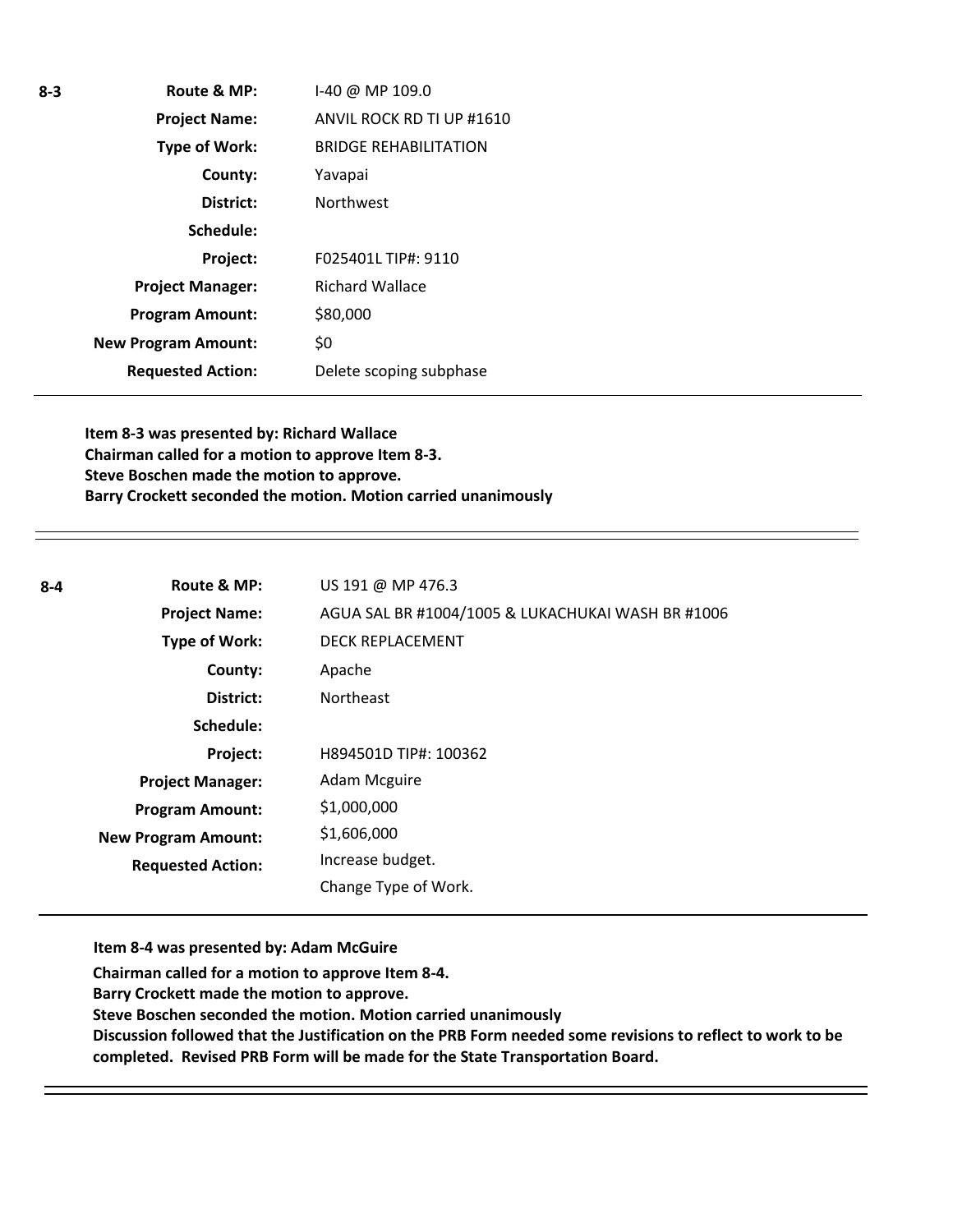**8-3**

| **Route & MP:** | I-40 @ MP 109.0 |
|---|---|
| **Project Name:** | ANVIL ROCK RD TI UP #1610 |
| **Type of Work:** | BRIDGE REHABILITATION |
| **County:** | Yavapai |
| **District:** | Northwest |
| **Schedule:** | |
| **Project:** | F025401L TIP#: 9110 |
| **Project Manager:** | Richard Wallace |
| **Program Amount:** | $80,000 |
| **New Program Amount:** | $0 |
| **Requested Action:** | Delete scoping subphase |

**Item 8-3 was presented by: Richard Wallace**
**Chairman called for a motion to approve Item 8-3.**
**Steve Boschen made the motion to approve.**
**Barry Crockett seconded the motion. Motion carried unanimously**

---

**8-4**

| **Route & MP:** | US 191 @ MP 476.3 |
|---|---|
| **Project Name:** | AGUA SAL BR #1004/1005 & LUKACHUKAI WASH BR #1006 |
| **Type of Work:** | DECK REPLACEMENT |
| **County:** | Apache |
| **District:** | Northeast |
| **Schedule:** | |
| **Project:** | H894501D TIP#: 100362 |
| **Project Manager:** | Adam Mcguire |
| **Program Amount:** | $1,000,000 |
| **New Program Amount:** | $1,606,000 |
| **Requested Action:** | Increase budget.<br>Change Type of Work. |

**Item 8-4 was presented by: Adam McGuire**
**Chairman called for a motion to approve Item 8-4.**
**Barry Crockett made the motion to approve.**
**Steve Boschen seconded the motion. Motion carried unanimously**
**Discussion followed that the Justification on the PRB Form needed some revisions to reflect to work to be completed. Revised PRB Form will be made for the State Transportation Board.**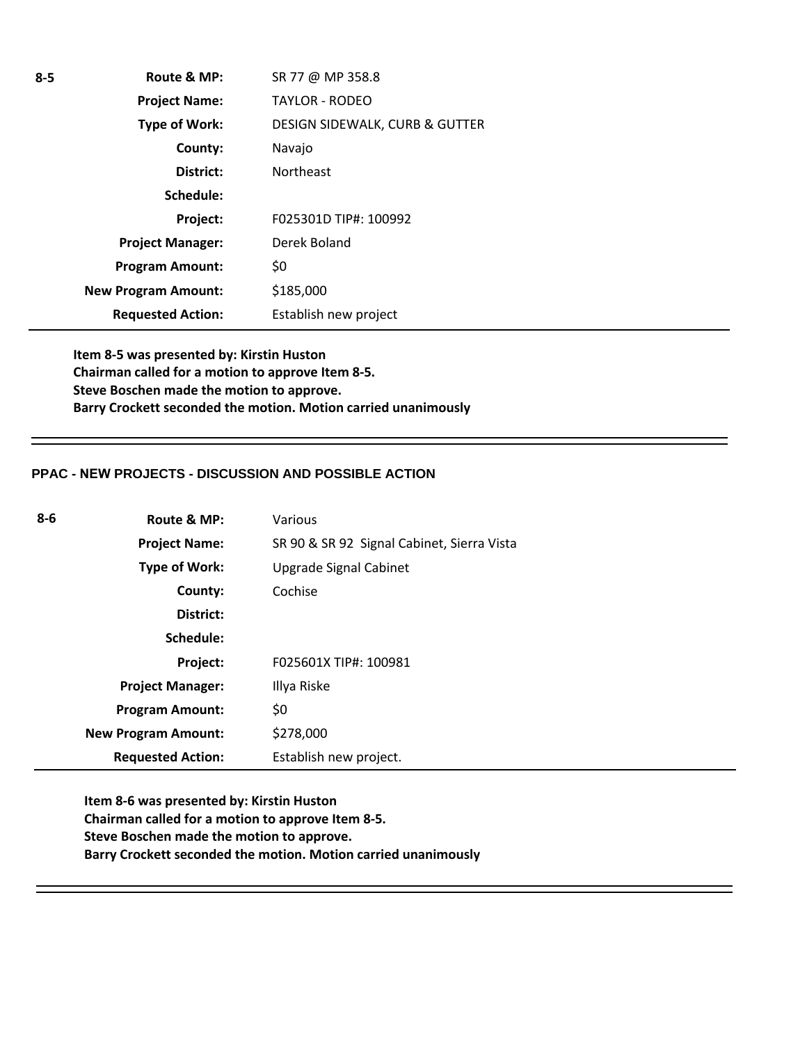| 8-5 | Route & MP: | SR 77 @ MP 358.8 |
|---|---|---|
| | Project Name: | TAYLOR - RODEO |
| | Type of Work: | DESIGN SIDEWALK, CURB & GUTTER |
| | County: | Navajo |
| | District: | Northeast |
| | Schedule: | |
| | Project: | F025301D TIP#: 100992 |
| | Project Manager: | Derek Boland |
| | Program Amount: | $0 |
| | New Program Amount: | $185,000 |
| | Requested Action: | Establish new project |

**Item 8-5 was presented by: Kirstin Huston**
**Chairman called for a motion to approve Item 8-5.**
**Steve Boschen made the motion to approve.**
**Barry Crockett seconded the motion. Motion carried unanimously**

## PPAC - NEW PROJECTS - DISCUSSION AND POSSIBLE ACTION

| 8-6 | Route & MP: | Various |
|---|---|---|
| | Project Name: | SR 90 & SR 92 Signal Cabinet, Sierra Vista |
| | Type of Work: | Upgrade Signal Cabinet |
| | County: | Cochise |
| | District: | |
| | Schedule: | |
| | Project: | F025601X TIP#: 100981 |
| | Project Manager: | Illya Riske |
| | Program Amount: | $0 |
| | New Program Amount: | $278,000 |
| | Requested Action: | Establish new project. |

**Item 8-6 was presented by: Kirstin Huston**
**Chairman called for a motion to approve Item 8-5.**
**Steve Boschen made the motion to approve.**
**Barry Crockett seconded the motion. Motion carried unanimously**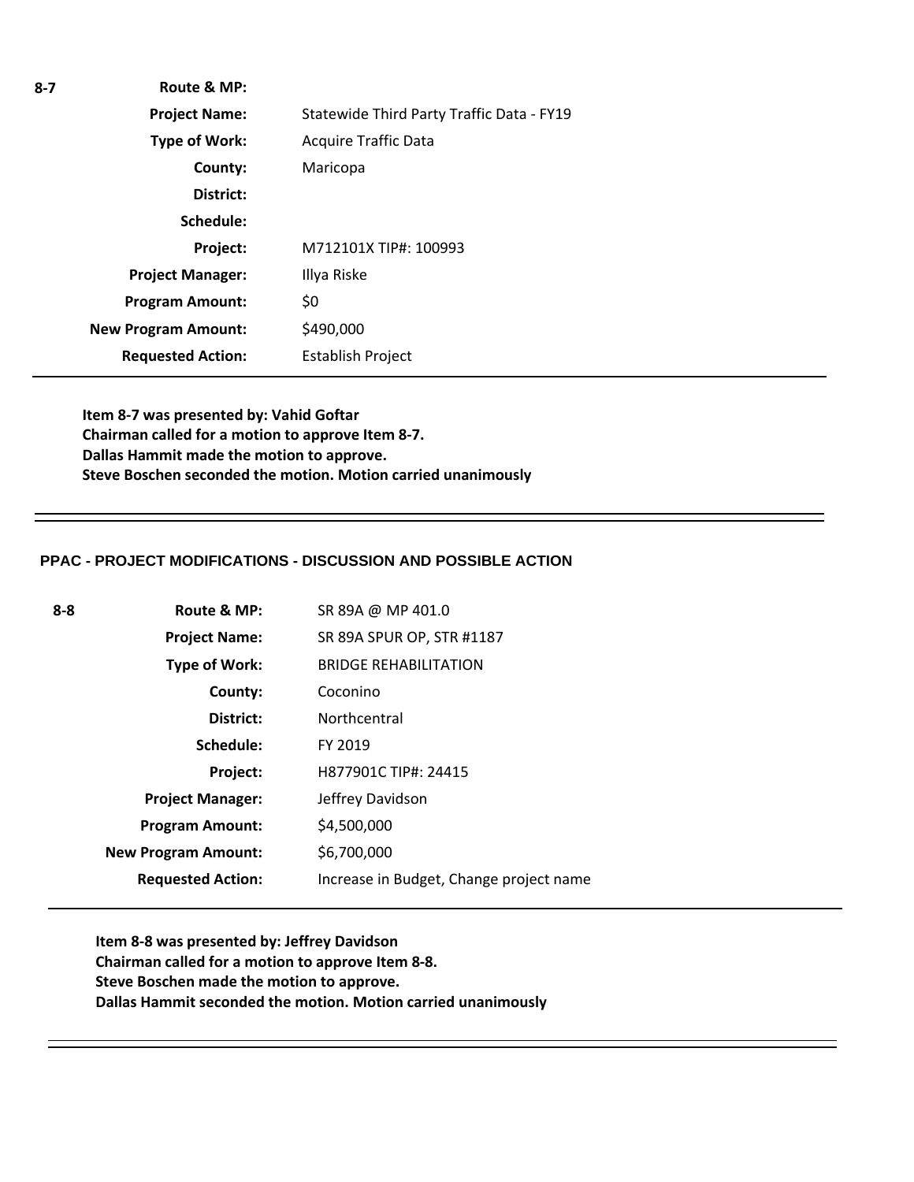| 8-7 | Route & MP: | |
|---|---|---|
| | **Project Name:** | Statewide Third Party Traffic Data - FY19 |
| | **Type of Work:** | Acquire Traffic Data |
| | **County:** | Maricopa |
| | **District:** | |
| | **Schedule:** | |
| | **Project:** | M712101X TIP#: 100993 |
| | **Project Manager:** | Illya Riske |
| | **Program Amount:** | $0 |
| | **New Program Amount:** | $490,000 |
| | **Requested Action:** | Establish Project |

**Item 8-7 was presented by: Vahid Goftar**
**Chairman called for a motion to approve Item 8-7.**
**Dallas Hammit made the motion to approve.**
**Steve Boschen seconded the motion. Motion carried unanimously**

---

### PPAC - PROJECT MODIFICATIONS - DISCUSSION AND POSSIBLE ACTION

| 8-8 | Route & MP: | SR 89A @ MP 401.0 |
|---|---|---|
| | **Project Name:** | SR 89A SPUR OP, STR #1187 |
| | **Type of Work:** | BRIDGE REHABILITATION |
| | **County:** | Coconino |
| | **District:** | Northcentral |
| | **Schedule:** | FY 2019 |
| | **Project:** | H877901C TIP#: 24415 |
| | **Project Manager:** | Jeffrey Davidson |
| | **Program Amount:** | $4,500,000 |
| | **New Program Amount:** | $6,700,000 |
| | **Requested Action:** | Increase in Budget, Change project name |

**Item 8-8 was presented by: Jeffrey Davidson**
**Chairman called for a motion to approve Item 8-8.**
**Steve Boschen made the motion to approve.**
**Dallas Hammit seconded the motion. Motion carried unanimously**

---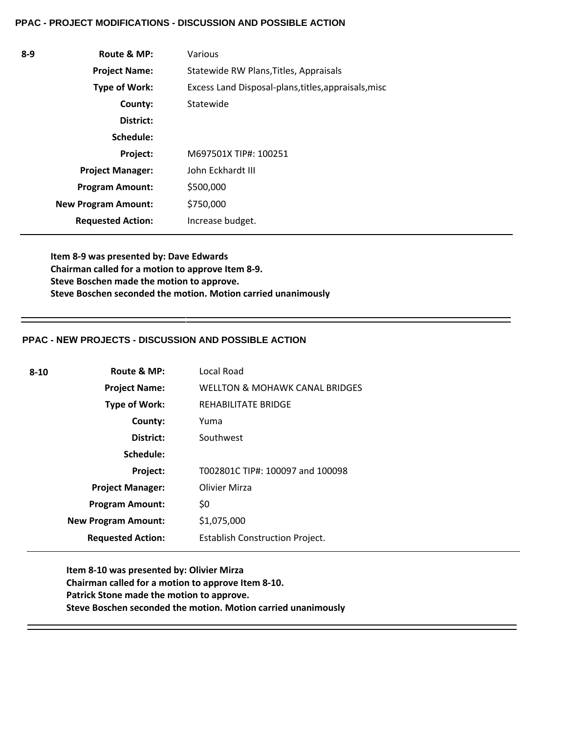## PPAC - PROJECT MODIFICATIONS - DISCUSSION AND POSSIBLE ACTION

| | | |
|---|---|---|
| **8-9** | **Route & MP:** | Various |
| | **Project Name:** | Statewide RW Plans,Titles, Appraisals |
| | **Type of Work:** | Excess Land Disposal-plans,titles,appraisals,misc |
| | **County:** | Statewide |
| | **District:** | |
| | **Schedule:** | |
| | **Project:** | M697501X TIP#: 100251 |
| | **Project Manager:** | John Eckhardt III |
| | **Program Amount:** | \$500,000 |
| | **New Program Amount:** | \$750,000 |
| | **Requested Action:** | Increase budget. |

**Item 8-9 was presented by: Dave Edwards**
**Chairman called for a motion to approve Item 8-9.**
**Steve Boschen made the motion to approve.**
**Steve Boschen seconded the motion. Motion carried unanimously**

## PPAC - NEW PROJECTS - DISCUSSION AND POSSIBLE ACTION

| | | |
|---|---|---|
| **8-10** | **Route & MP:** | Local Road |
| | **Project Name:** | WELLTON & MOHAWK CANAL BRIDGES |
| | **Type of Work:** | REHABILITATE BRIDGE |
| | **County:** | Yuma |
| | **District:** | Southwest |
| | **Schedule:** | |
| | **Project:** | T002801C TIP#: 100097 and 100098 |
| | **Project Manager:** | Olivier Mirza |
| | **Program Amount:** | \$0 |
| | **New Program Amount:** | \$1,075,000 |
| | **Requested Action:** | Establish Construction Project. |

**Item 8-10 was presented by: Olivier Mirza**
**Chairman called for a motion to approve Item 8-10.**
**Patrick Stone made the motion to approve.**
**Steve Boschen seconded the motion. Motion carried unanimously**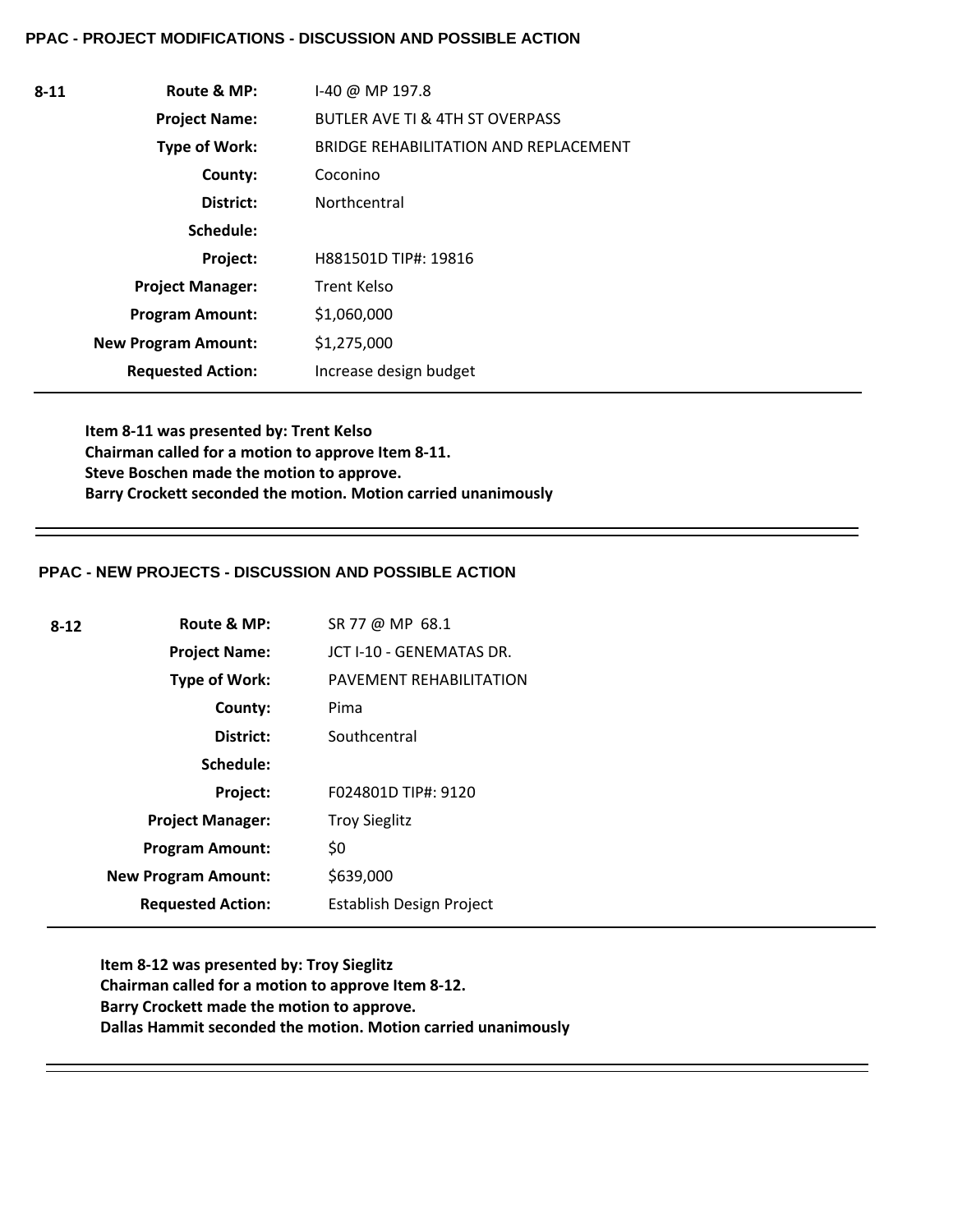### PPAC - PROJECT MODIFICATIONS - DISCUSSION AND POSSIBLE ACTION

| 8-11 | | |
|---|---|---|
| | **Route & MP:** | I-40 @ MP 197.8 |
| | **Project Name:** | BUTLER AVE TI & 4TH ST OVERPASS |
| | **Type of Work:** | BRIDGE REHABILITATION AND REPLACEMENT |
| | **County:** | Coconino |
| | **District:** | Northcentral |
| | **Schedule:** | |
| | **Project:** | H881501D TIP#: 19816 |
| | **Project Manager:** | Trent Kelso |
| | **Program Amount:** | $1,060,000 |
| | **New Program Amount:** | $1,275,000 |
| | **Requested Action:** | Increase design budget |

**Item 8-11 was presented by: Trent Kelso**
**Chairman called for a motion to approve Item 8-11.**
**Steve Boschen made the motion to approve.**
**Barry Crockett seconded the motion. Motion carried unanimously**

### PPAC - NEW PROJECTS - DISCUSSION AND POSSIBLE ACTION

| 8-12 | | |
|---|---|---|
| | **Route & MP:** | SR 77 @ MP 68.1 |
| | **Project Name:** | JCT I-10 - GENEMATAS DR. |
| | **Type of Work:** | PAVEMENT REHABILITATION |
| | **County:** | Pima |
| | **District:** | Southcentral |
| | **Schedule:** | |
| | **Project:** | F024801D TIP#: 9120 |
| | **Project Manager:** | Troy Sieglitz |
| | **Program Amount:** | $0 |
| | **New Program Amount:** | $639,000 |
| | **Requested Action:** | Establish Design Project |

**Item 8-12 was presented by: Troy Sieglitz**
**Chairman called for a motion to approve Item 8-12.**
**Barry Crockett made the motion to approve.**
**Dallas Hammit seconded the motion. Motion carried unanimously**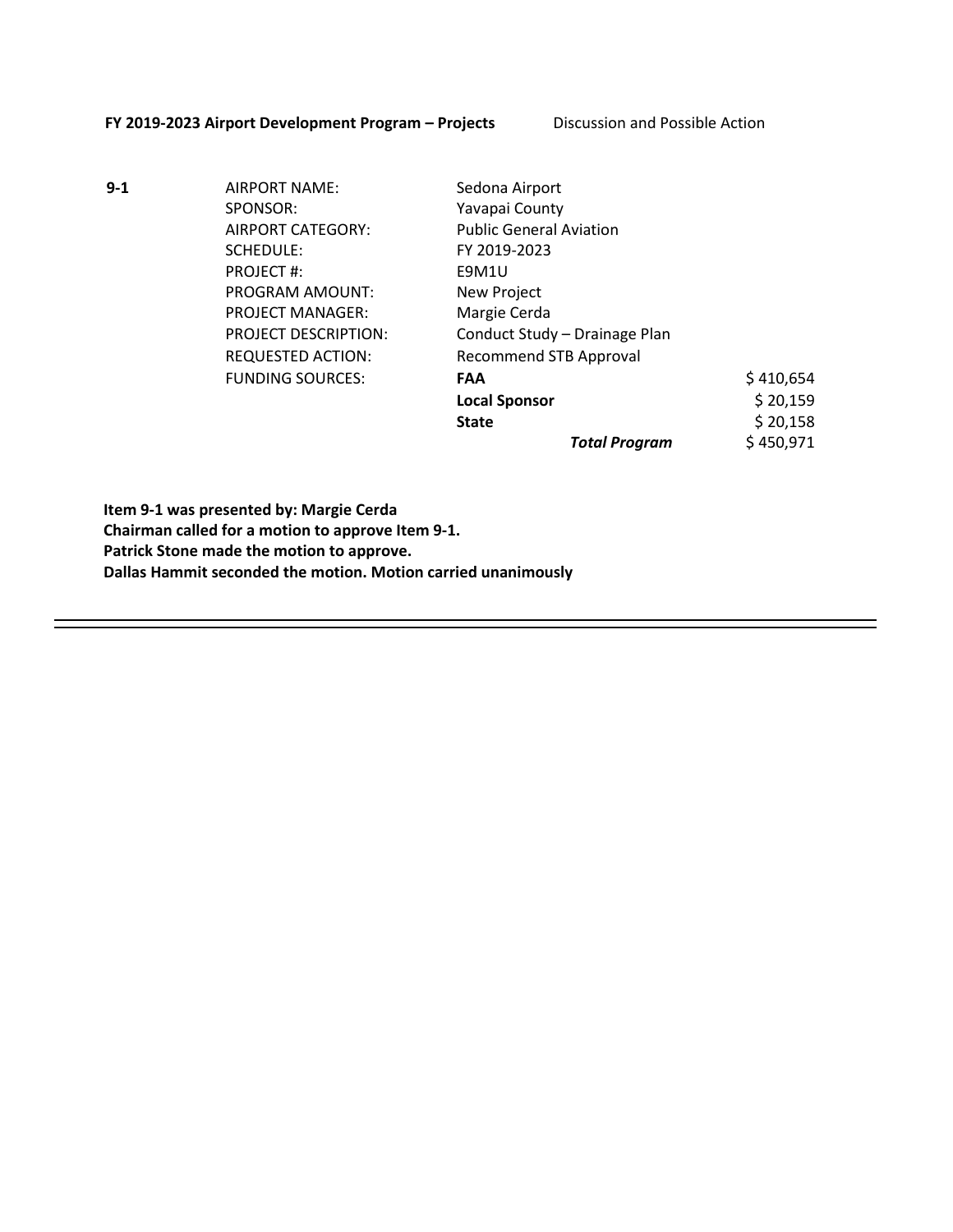**FY 2019-2023 Airport Development Program – Projects** Discussion and Possible Action

| **9-1** | | | |
|---|---|---|---|
| | AIRPORT NAME: | Sedona Airport | |
| | SPONSOR: | Yavapai County | |
| | AIRPORT CATEGORY: | Public General Aviation | |
| | SCHEDULE: | FY 2019-2023 | |
| | PROJECT #: | E9M1U | |
| | PROGRAM AMOUNT: | New Project | |
| | PROJECT MANAGER: | Margie Cerda | |
| | PROJECT DESCRIPTION: | Conduct Study – Drainage Plan | |
| | REQUESTED ACTION: | Recommend STB Approval | |
| | FUNDING SOURCES: | **FAA** | $ 410,654 |
| | | **Local Sponsor** | $ 20,159 |
| | | **State** | $ 20,158 |
| | | ***Total Program*** | $ 450,971 |

**Item 9-1 was presented by: Margie Cerda**
**Chairman called for a motion to approve Item 9-1.**
**Patrick Stone made the motion to approve.**
**Dallas Hammit seconded the motion. Motion carried unanimously**

---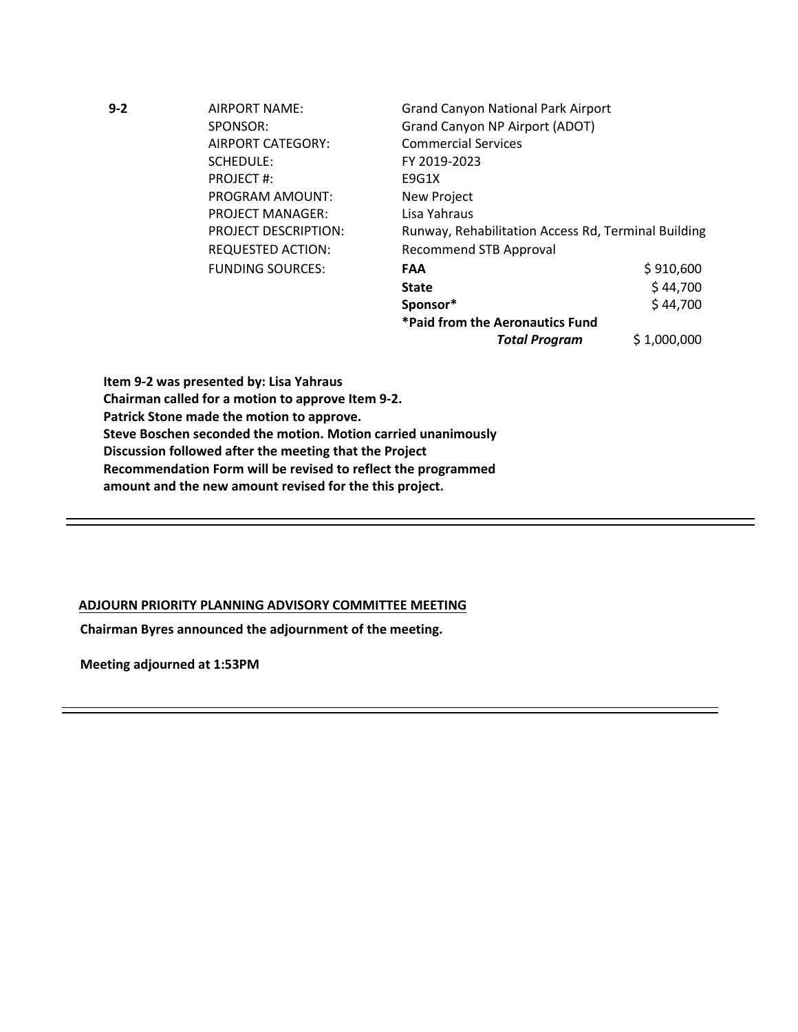| | | | |
|---|---|---|---|
| **9-2** | AIRPORT NAME: | Grand Canyon National Park Airport | |
| | SPONSOR: | Grand Canyon NP Airport (ADOT) | |
| | AIRPORT CATEGORY: | Commercial Services | |
| | SCHEDULE: | FY 2019-2023 | |
| | PROJECT #: | E9G1X | |
| | PROGRAM AMOUNT: | New Project | |
| | PROJECT MANAGER: | Lisa Yahraus | |
| | PROJECT DESCRIPTION: | Runway, Rehabilitation Access Rd, Terminal Building | |
| | REQUESTED ACTION: | Recommend STB Approval | |
| | FUNDING SOURCES: | **FAA** | $ 910,600 |
| | | **State** | $ 44,700 |
| | | **Sponsor*** | $ 44,700 |
| | | **\*Paid from the Aeronautics Fund** | |
| | | ***Total Program*** | $ 1,000,000 |

**Item 9-2 was presented by: Lisa Yahraus**
**Chairman called for a motion to approve Item 9-2.**
**Patrick Stone made the motion to approve.**
**Steve Boschen seconded the motion. Motion carried unanimously**
**Discussion followed after the meeting that the Project Recommendation Form will be revised to reflect the programmed amount and the new amount revised for the this project.**

---

**ADJOURN PRIORITY PLANNING ADVISORY COMMITTEE MEETING**

**Chairman Byres announced the adjournment of the meeting.**

**Meeting adjourned at 1:53PM**

---